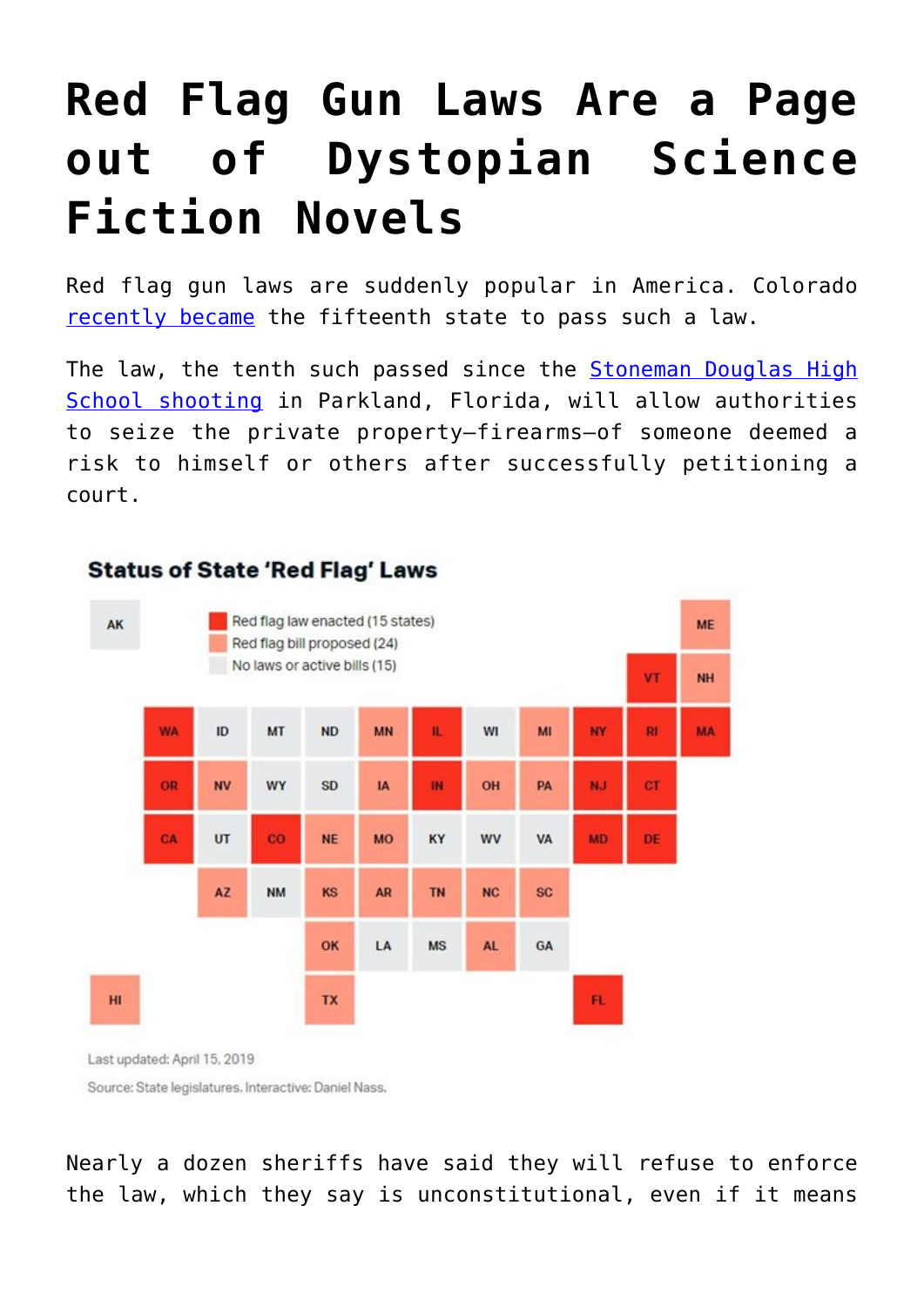# Red Flag Gun Laws Are a Page out of Dystopian Science Fiction Novels

Red flag gun laws are suddenly popular in America. Colorado recently became the fifteenth state to pass such a law.

The law, the tenth such passed since the Stoneman Douglas High School shooting in Parkland, Florida, will allow authorities to seize the private property—firearms—of someone deemed a risk to himself or others after successfully petitioning a court.

**Status of State 'Red Flag' Laws**

- Red flag law enacted (15 states)
- Red flag bill proposed (24)
- No laws or active bills (15)

Last updated: April 15, 2019

Source: State legislatures. Interactive: Daniel Nass.

Nearly a dozen sheriffs have said they will refuse to enforce the law, which they say is unconstitutional, even if it means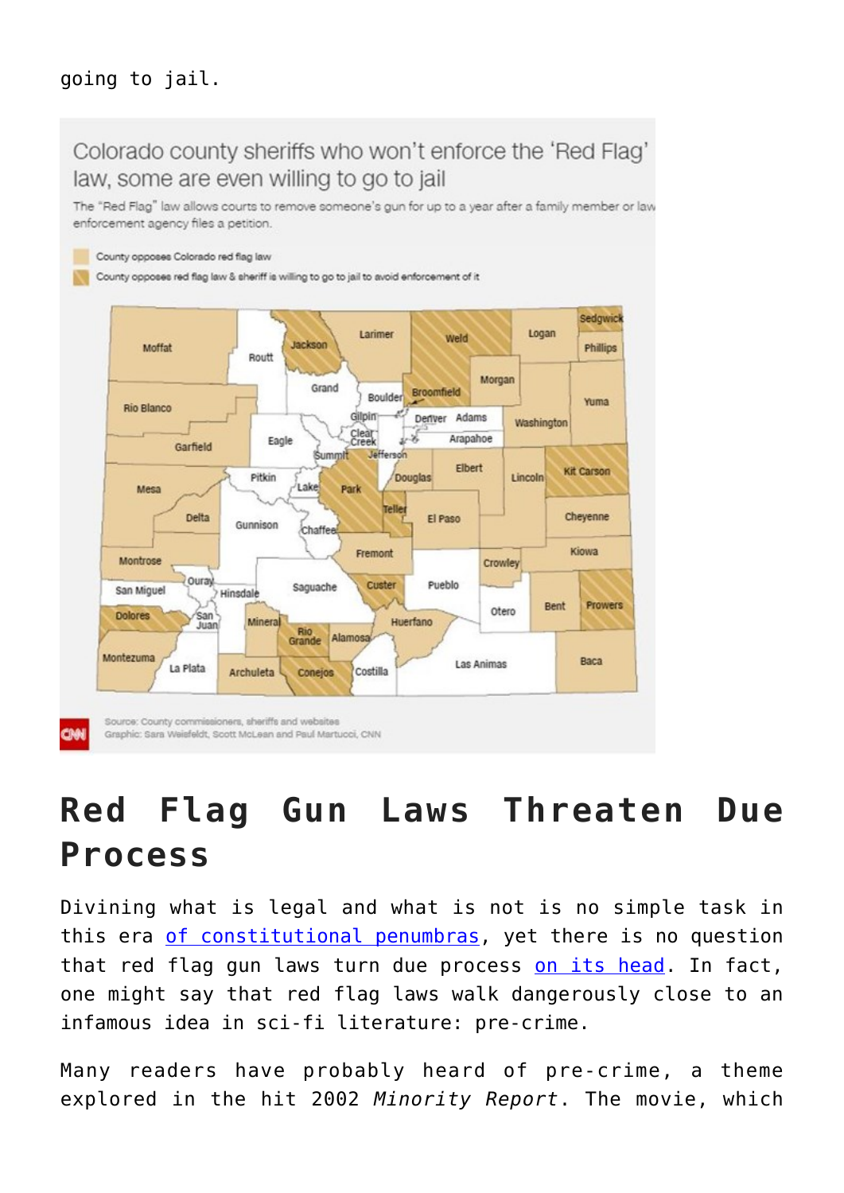going to jail.

## Red Flag Gun Laws Threaten Due Process

Divining what is legal and what is not is no simple task in this era of constitutional penumbras, yet there is no question that red flag gun laws turn due process on its head. In fact, one might say that red flag laws walk dangerously close to an infamous idea in sci-fi literature: pre-crime.

Many readers have probably heard of pre-crime, a theme explored in the hit 2002 *Minority Report*. The movie, which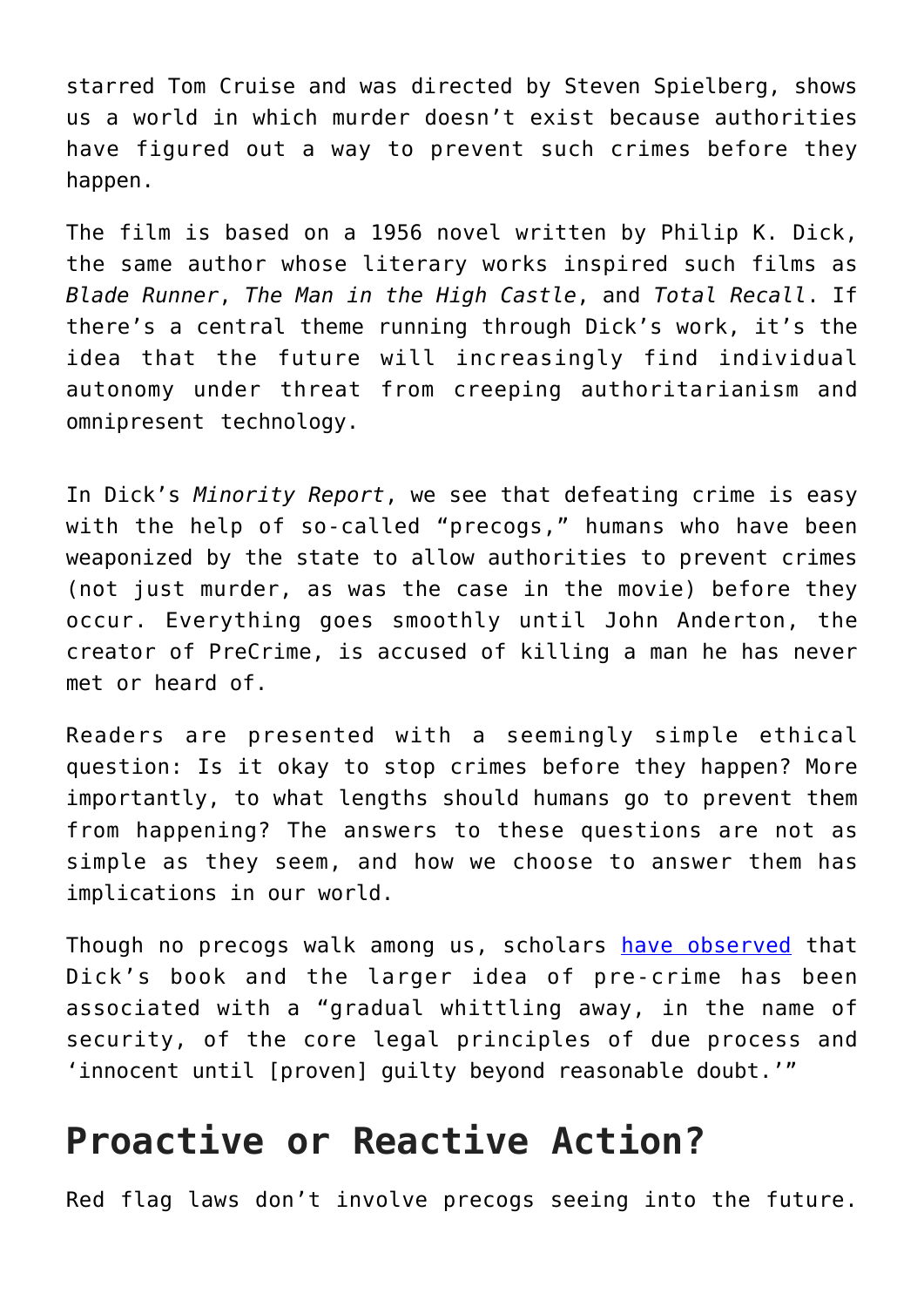starred Tom Cruise and was directed by Steven Spielberg, shows us a world in which murder doesn't exist because authorities have figured out a way to prevent such crimes before they happen.

The film is based on a 1956 novel written by Philip K. Dick, the same author whose literary works inspired such films as *Blade Runner*, *The Man in the High Castle*, and *Total Recall*. If there's a central theme running through Dick's work, it's the idea that the future will increasingly find individual autonomy under threat from creeping authoritarianism and omnipresent technology.

In Dick's *Minority Report*, we see that defeating crime is easy with the help of so-called "precogs," humans who have been weaponized by the state to allow authorities to prevent crimes (not just murder, as was the case in the movie) before they occur. Everything goes smoothly until John Anderton, the creator of PreCrime, is accused of killing a man he has never met or heard of.

Readers are presented with a seemingly simple ethical question: Is it okay to stop crimes before they happen? More importantly, to what lengths should humans go to prevent them from happening? The answers to these questions are not as simple as they seem, and how we choose to answer them has implications in our world.

Though no precogs walk among us, scholars [have observed](have observed) that Dick's book and the larger idea of pre-crime has been associated with a "gradual whittling away, in the name of security, of the core legal principles of due process and 'innocent until [proven] guilty beyond reasonable doubt.'"

## Proactive or Reactive Action?

Red flag laws don't involve precogs seeing into the future.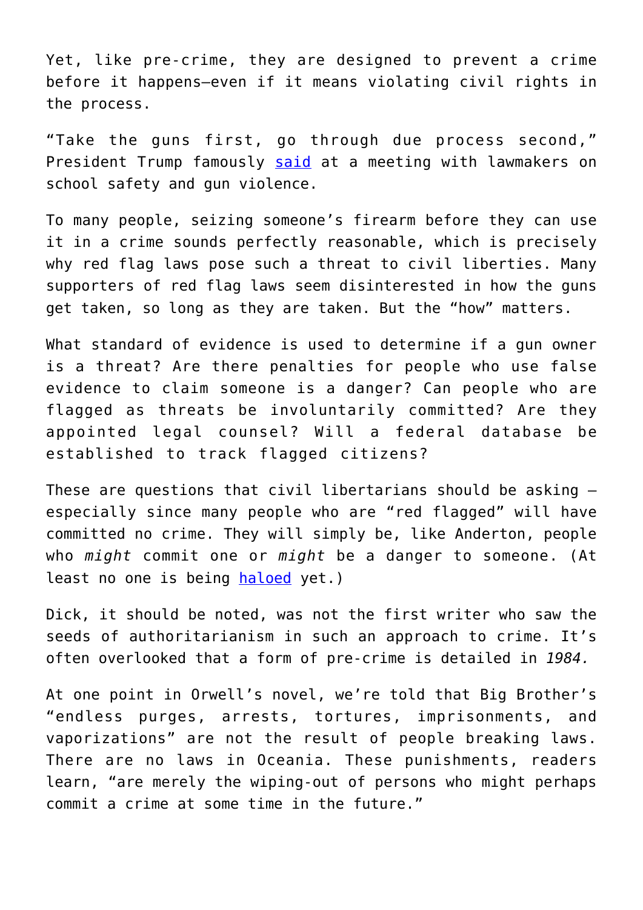Yet, like pre-crime, they are designed to prevent a crime before it happens—even if it means violating civil rights in the process.

"Take the guns first, go through due process second," President Trump famously said at a meeting with lawmakers on school safety and gun violence.

To many people, seizing someone's firearm before they can use it in a crime sounds perfectly reasonable, which is precisely why red flag laws pose such a threat to civil liberties. Many supporters of red flag laws seem disinterested in how the guns get taken, so long as they are taken. But the "how" matters.

What standard of evidence is used to determine if a gun owner is a threat? Are there penalties for people who use false evidence to claim someone is a danger? Can people who are flagged as threats be involuntarily committed? Are they appointed legal counsel? Will a federal database be established to track flagged citizens?

These are questions that civil libertarians should be asking — especially since many people who are "red flagged" will have committed no crime. They will simply be, like Anderton, people who *might* commit one or *might* be a danger to someone. (At least no one is being haloed yet.)

Dick, it should be noted, was not the first writer who saw the seeds of authoritarianism in such an approach to crime. It's often overlooked that a form of pre-crime is detailed in *1984.*

At one point in Orwell's novel, we're told that Big Brother's "endless purges, arrests, tortures, imprisonments, and vaporizations" are not the result of people breaking laws. There are no laws in Oceania. These punishments, readers learn, "are merely the wiping-out of persons who might perhaps commit a crime at some time in the future."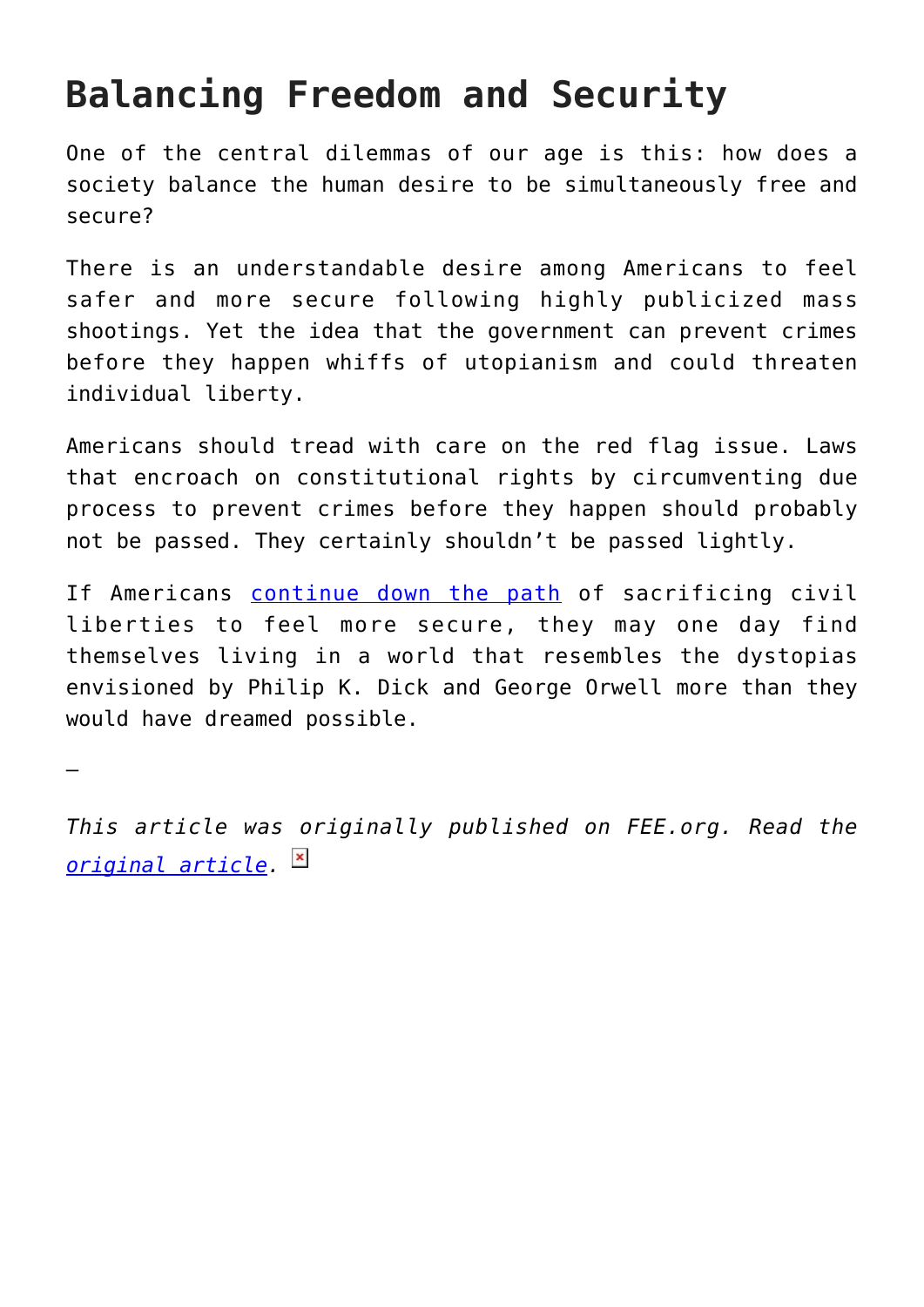## Balancing Freedom and Security

One of the central dilemmas of our age is this: how does a society balance the human desire to be simultaneously free and secure?

There is an understandable desire among Americans to feel safer and more secure following highly publicized mass shootings. Yet the idea that the government can prevent crimes before they happen whiffs of utopianism and could threaten individual liberty.

Americans should tread with care on the red flag issue. Laws that encroach on constitutional rights by circumventing due process to prevent crimes before they happen should probably not be passed. They certainly shouldn't be passed lightly.

If Americans continue down the path of sacrificing civil liberties to feel more secure, they may one day find themselves living in a world that resembles the dystopias envisioned by Philip K. Dick and George Orwell more than they would have dreamed possible.

—

*This article was originally published on FEE.org. Read the original article.*